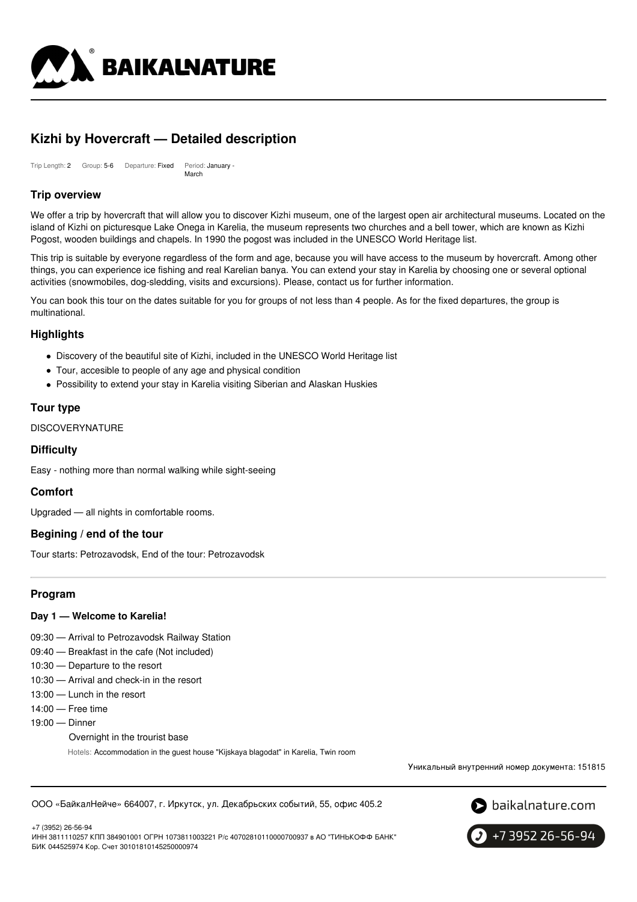# Kizhi by Hovercraft — Detailed description

Trip Length: 2 Group: 5-6 Departure: Fixed Period: January - March

## Trip overview

We offer a trip by hovercraft that will allow you to discover Kizhi museum, one of the largest open air architectural museums. Located on the island of Kizhi on picturesque Lake Onega in Karelia, the museum represents two churches and a bell tower, which are known as Kizhi Pogost, wooden buildings and chapels. In 1990 the pogost was included in the UNESCO World Heritage list.

This trip is suitable by everyone regardless of the form and age, because you will have access to the museum by hovercraft. Among other things, you can experience ice fishing and real Karelian banya. You can extend your stay in Karelia by choosing one or several optional activities (snowmobiles, dog-sledding, visits and excursions). Please, contact us for further information.

You can book this tour on the dates suitable for you for groups of not less than 4 people. As for the fixed departures, the group is multinational.

## Highlights

- Discovery of the beautiful site of Kizhi, included in the UNESCO World Heritage list
- Tour, accesible to people of any age and physical condition
- Possibility to extend your stay in Karelia visiting Siberian and Alaskan Huskies

## Tour type

DISCOVERYNATURE

## Difficulty

Easy - nothing more than normal walking while sight-seeing

## Comfort

Upgraded — all nights in comfortable rooms.

## Begining / end of the tour

Tour starts: Petrozavodsk, End of the tour: Petrozavodsk

## Program

### Day 1 — Welcome to Karelia!

09:30 — Arrival to Petrozavodsk Railway Station
09:40 — Breakfast in the cafe (Not included)
10:30 — Departure to the resort
10:30 — Arrival and check-in in the resort
13:00 — Lunch in the resort
14:00 — Free time
19:00 — Dinner

Overnight in the trourist base

Hotels: Accommodation in the guest house "Kijskaya blagodat" in Karelia, Twin room

Уникальный внутренний номер документа: 151815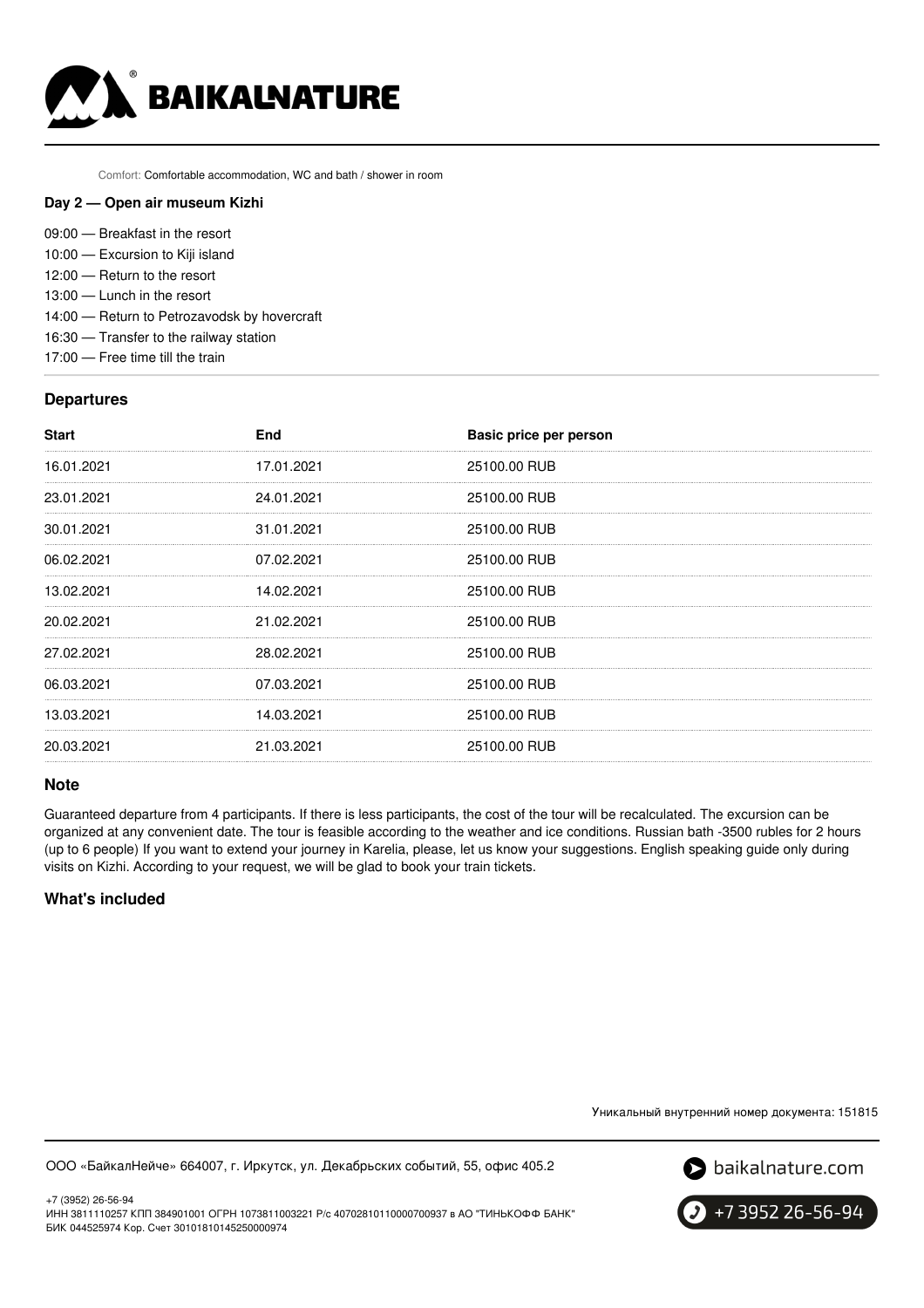Comfort: Comfortable accommodation, WC and bath / shower in room

**Day 2 — Open air museum Kizhi**

09:00 — Breakfast in the resort
10:00 — Excursion to Kiji island
12:00 — Return to the resort
13:00 — Lunch in the resort
14:00 — Return to Petrozavodsk by hovercraft
16:30 — Transfer to the railway station
17:00 — Free time till the train

## Departures

| Start | End | Basic price per person |
|---|---|---|
| 16.01.2021 | 17.01.2021 | 25100.00 RUB |
| 23.01.2021 | 24.01.2021 | 25100.00 RUB |
| 30.01.2021 | 31.01.2021 | 25100.00 RUB |
| 06.02.2021 | 07.02.2021 | 25100.00 RUB |
| 13.02.2021 | 14.02.2021 | 25100.00 RUB |
| 20.02.2021 | 21.02.2021 | 25100.00 RUB |
| 27.02.2021 | 28.02.2021 | 25100.00 RUB |
| 06.03.2021 | 07.03.2021 | 25100.00 RUB |
| 13.03.2021 | 14.03.2021 | 25100.00 RUB |
| 20.03.2021 | 21.03.2021 | 25100.00 RUB |

## Note

Guaranteed departure from 4 participants. If there is less participants, the cost of the tour will be recalculated. The excursion can be organized at any convenient date. The tour is feasible according to the weather and ice conditions. Russian bath -3500 rubles for 2 hours (up to 6 people) If you want to extend your journey in Karelia, please, let us know your suggestions. English speaking guide only during visits on Kizhi. According to your request, we will be glad to book your train tickets.

## What's included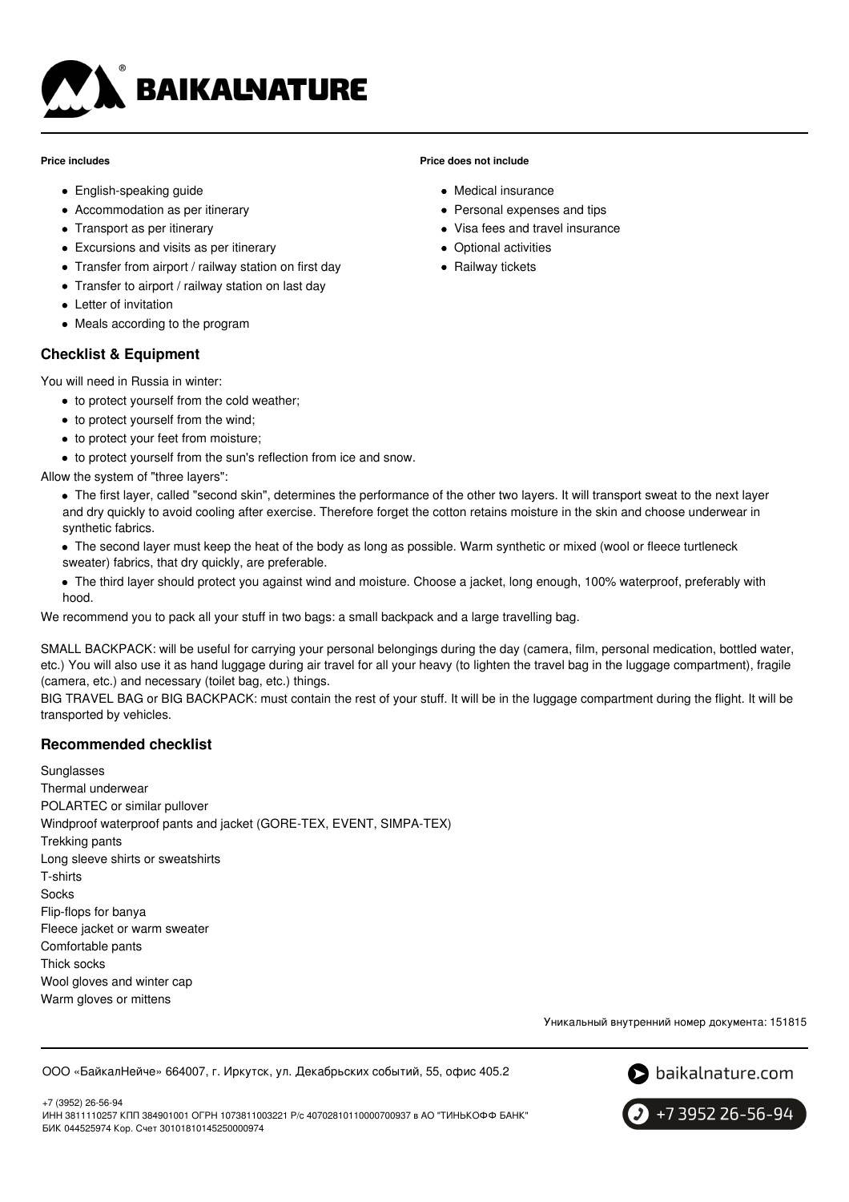**Price includes**

- English-speaking guide
- Accommodation as per itinerary
- Transport as per itinerary
- Excursions and visits as per itinerary
- Transfer from airport / railway station on first day
- Transfer to airport / railway station on last day
- Letter of invitation
- Meals according to the program

**Price does not include**

- Medical insurance
- Personal expenses and tips
- Visa fees and travel insurance
- Optional activities
- Railway tickets

## Checklist & Equipment

You will need in Russia in winter:

- to protect yourself from the cold weather;
- to protect yourself from the wind;
- to protect your feet from moisture;
- to protect yourself from the sun's reflection from ice and snow.

Allow the system of "three layers":

- The first layer, called "second skin", determines the performance of the other two layers. It will transport sweat to the next layer and dry quickly to avoid cooling after exercise. Therefore forget the cotton retains moisture in the skin and choose underwear in synthetic fabrics.
- The second layer must keep the heat of the body as long as possible. Warm synthetic or mixed (wool or fleece turtleneck sweater) fabrics, that dry quickly, are preferable.
- The third layer should protect you against wind and moisture. Choose a jacket, long enough, 100% waterproof, preferably with hood.

We recommend you to pack all your stuff in two bags: a small backpack and a large travelling bag.

SMALL BACKPACK: will be useful for carrying your personal belongings during the day (camera, film, personal medication, bottled water, etc.) You will also use it as hand luggage during air travel for all your heavy (to lighten the travel bag in the luggage compartment), fragile (camera, etc.) and necessary (toilet bag, etc.) things.
BIG TRAVEL BAG or BIG BACKPACK: must contain the rest of your stuff. It will be in the luggage compartment during the flight. It will be transported by vehicles.

## Recommended checklist

Sunglasses
Thermal underwear
POLARTEC or similar pullover
Windproof waterproof pants and jacket (GORE-TEX, EVENT, SIMPA-TEX)
Trekking pants
Long sleeve shirts or sweatshirts
T-shirts
Socks
Flip-flops for banya
Fleece jacket or warm sweater
Comfortable pants
Thick socks
Wool gloves and winter cap
Warm gloves or mittens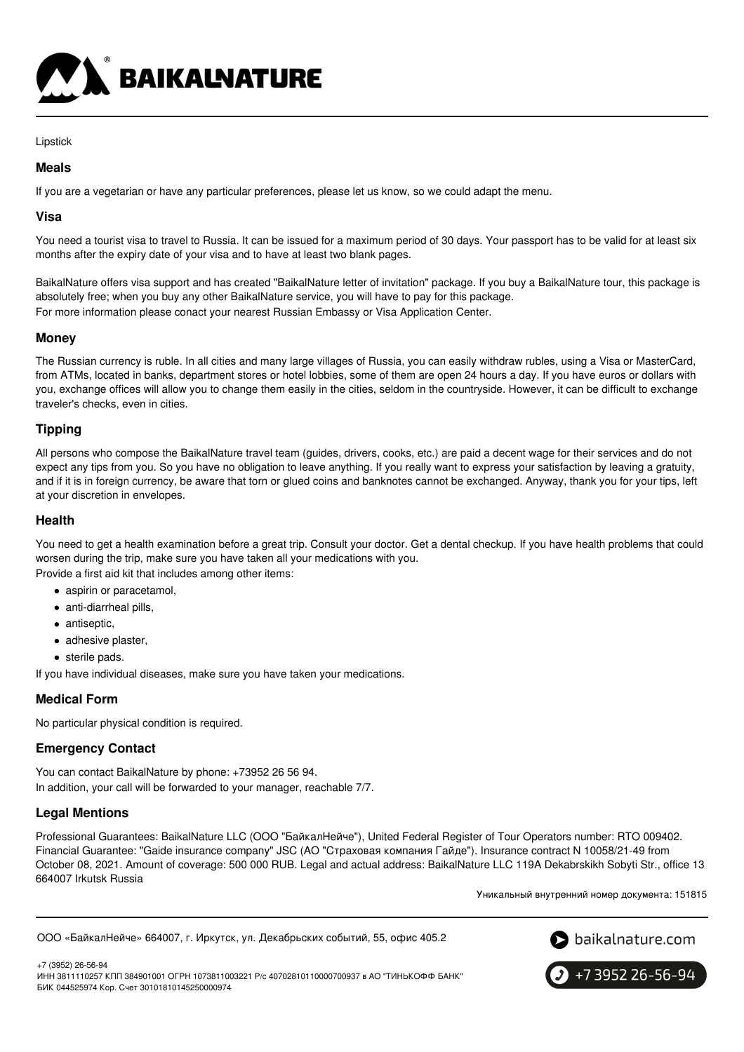Lipstick

## Meals

If you are a vegetarian or have any particular preferences, please let us know, so we could adapt the menu.

## Visa

You need a tourist visa to travel to Russia. It can be issued for a maximum period of 30 days. Your passport has to be valid for at least six months after the expiry date of your visa and to have at least two blank pages.

BaikalNature offers visa support and has created "BaikalNature letter of invitation" package. If you buy a BaikalNature tour, this package is absolutely free; when you buy any other BaikalNature service, you will have to pay for this package.
For more information please conact your nearest Russian Embassy or Visa Application Center.

## Money

The Russian currency is ruble. In all cities and many large villages of Russia, you can easily withdraw rubles, using a Visa or MasterCard, from ATMs, located in banks, department stores or hotel lobbies, some of them are open 24 hours a day. If you have euros or dollars with you, exchange offices will allow you to change them easily in the cities, seldom in the countryside. However, it can be difficult to exchange traveler's checks, even in cities.

## Tipping

All persons who compose the BaikalNature travel team (guides, drivers, cooks, etc.) are paid a decent wage for their services and do not expect any tips from you. So you have no obligation to leave anything. If you really want to express your satisfaction by leaving a gratuity, and if it is in foreign currency, be aware that torn or glued coins and banknotes cannot be exchanged. Anyway, thank you for your tips, left at your discretion in envelopes.

## Health

You need to get a health examination before a great trip. Consult your doctor. Get a dental checkup. If you have health problems that could worsen during the trip, make sure you have taken all your medications with you.
Provide a first aid kit that includes among other items:

- aspirin or paracetamol,
- anti-diarrheal pills,
- antiseptic,
- adhesive plaster,
- sterile pads.

If you have individual diseases, make sure you have taken your medications.

## Medical Form

No particular physical condition is required.

## Emergency Contact

You can contact BaikalNature by phone: +73952 26 56 94.
In addition, your call will be forwarded to your manager, reachable 7/7.

## Legal Mentions

Professional Guarantees: BaikalNature LLC (ООО "БайкалНейче"), United Federal Register of Tour Operators number: RTO 009402. Financial Guarantee: "Gaide insurance company" JSC (АО "Страховая компания Гайде"). Insurance contract N 10058/21-49 from October 08, 2021. Amount of coverage: 500 000 RUB. Legal and actual address: BaikalNature LLC 119A Dekabrskikh Sobyti Str., office 13 664007 Irkutsk Russia

Уникальный внутренний номер документа: 151815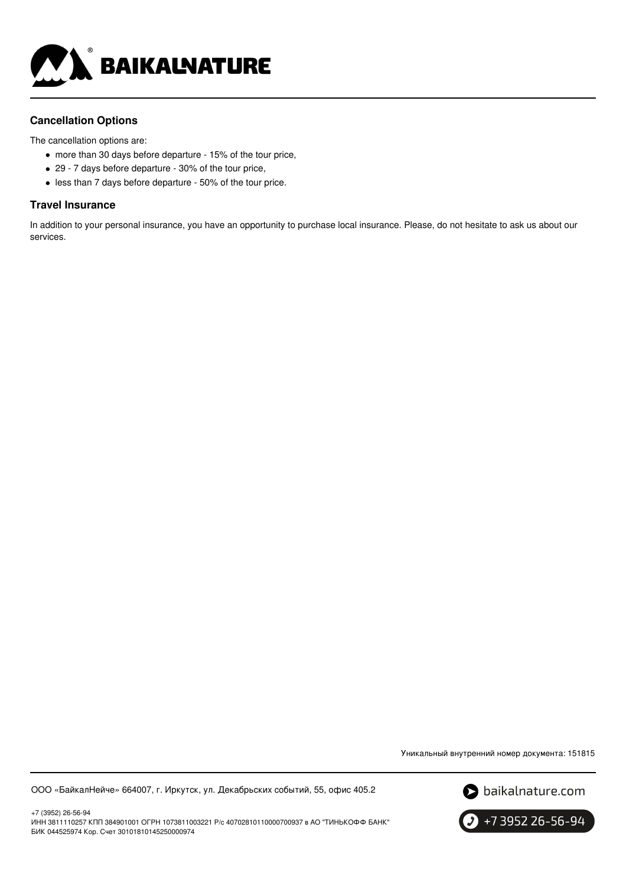### Cancellation Options

The cancellation options are:

- more than 30 days before departure - 15% of the tour price,
- 29 - 7 days before departure - 30% of the tour price,
- less than 7 days before departure - 50% of the tour price.

### Travel Insurance

In addition to your personal insurance, you have an opportunity to purchase local insurance. Please, do not hesitate to ask us about our services.

Уникальный внутренний номер документа: 151815